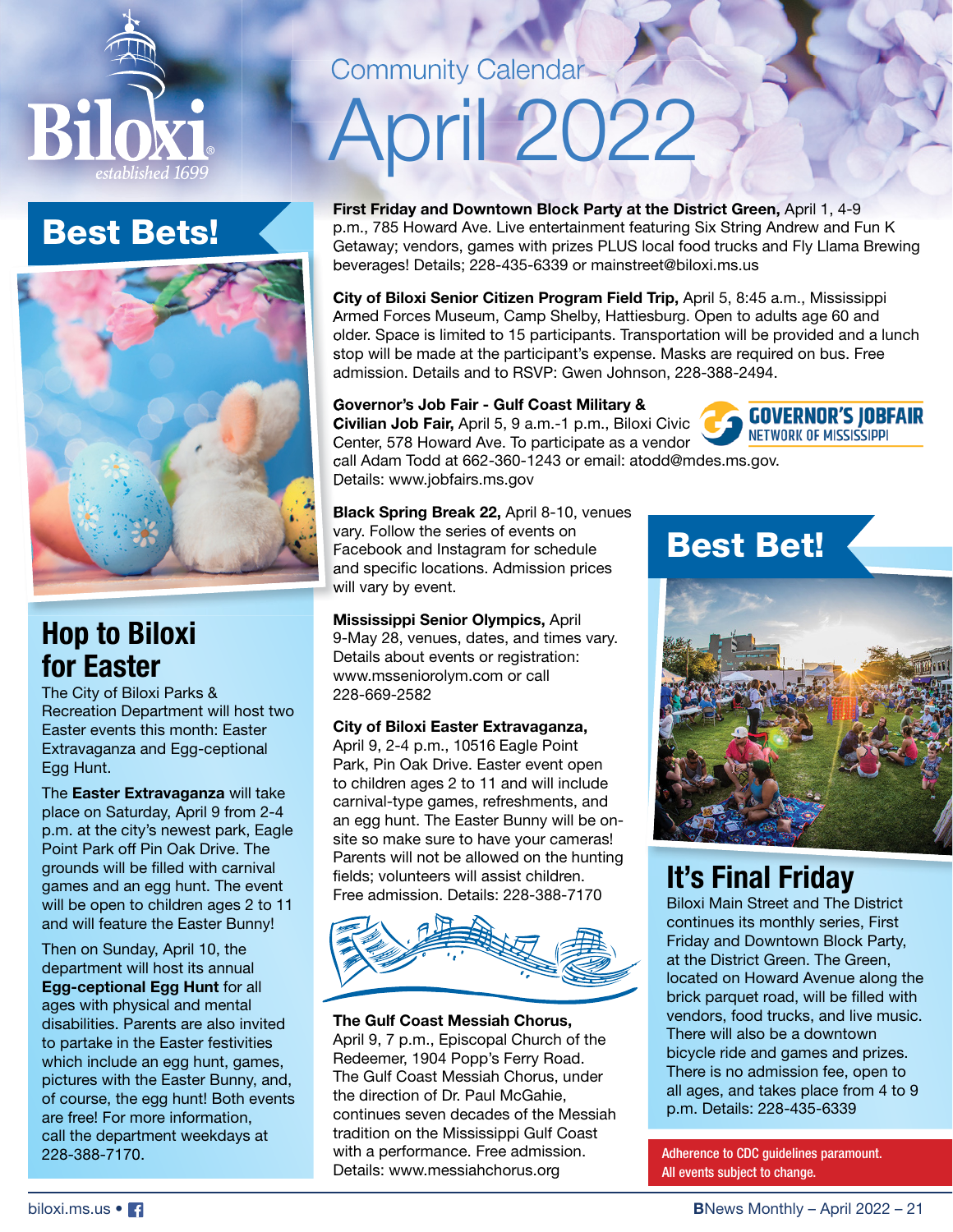Biloxi
established 1699

# Community Calendar April 2022

## Best Bets!

### Hop to Biloxi for Easter

The City of Biloxi Parks & Recreation Department will host two Easter events this month: Easter Extravaganza and Egg-ceptional Egg Hunt.

The **Easter Extravaganza** will take place on Saturday, April 9 from 2-4 p.m. at the city's newest park, Eagle Point Park off Pin Oak Drive. The grounds will be filled with carnival games and an egg hunt. The event will be open to children ages 2 to 11 and will feature the Easter Bunny!

Then on Sunday, April 10, the department will host its annual **Egg-ceptional Egg Hunt** for all ages with physical and mental disabilities. Parents are also invited to partake in the Easter festivities which include an egg hunt, games, pictures with the Easter Bunny, and, of course, the egg hunt! Both events are free! For more information, call the department weekdays at 228-388-7170.

**First Friday and Downtown Block Party at the District Green,** April 1, 4-9 p.m., 785 Howard Ave. Live entertainment featuring Six String Andrew and Fun K Getaway; vendors, games with prizes PLUS local food trucks and Fly Llama Brewing beverages! Details; 228-435-6339 or mainstreet@biloxi.ms.us

**City of Biloxi Senior Citizen Program Field Trip,** April 5, 8:45 a.m., Mississippi Armed Forces Museum, Camp Shelby, Hattiesburg. Open to adults age 60 and older. Space is limited to 15 participants. Transportation will be provided and a lunch stop will be made at the participant's expense. Masks are required on bus. Free admission. Details and to RSVP: Gwen Johnson, 228-388-2494.

**Governor's Job Fair - Gulf Coast Military & Civilian Job Fair,** April 5, 9 a.m.-1 p.m., Biloxi Civic Center, 578 Howard Ave. To participate as a vendor call Adam Todd at 662-360-1243 or email: atodd@mdes.ms.gov. Details: www.jobfairs.ms.gov

GOVERNOR'S JOBFAIR NETWORK OF MISSISSIPPI

**Black Spring Break 22,** April 8-10, venues vary. Follow the series of events on Facebook and Instagram for schedule and specific locations. Admission prices will vary by event.

**Mississippi Senior Olympics,** April 9-May 28, venues, dates, and times vary. Details about events or registration: www.msseniorolym.com or call 228-669-2582

**City of Biloxi Easter Extravaganza,** April 9, 2-4 p.m., 10516 Eagle Point Park, Pin Oak Drive. Easter event open to children ages 2 to 11 and will include carnival-type games, refreshments, and an egg hunt. The Easter Bunny will be on-site so make sure to have your cameras! Parents will not be allowed on the hunting fields; volunteers will assist children. Free admission. Details: 228-388-7170

**The Gulf Coast Messiah Chorus,** April 9, 7 p.m., Episcopal Church of the Redeemer, 1904 Popp's Ferry Road. The Gulf Coast Messiah Chorus, under the direction of Dr. Paul McGahie, continues seven decades of the Messiah tradition on the Mississippi Gulf Coast with a performance. Free admission. Details: www.messiahchorus.org

## Best Bet!

### It's Final Friday

Biloxi Main Street and The District continues its monthly series, First Friday and Downtown Block Party, at the District Green. The Green, located on Howard Avenue along the brick parquet road, will be filled with vendors, food trucks, and live music. There will also be a downtown bicycle ride and games and prizes. There is no admission fee, open to all ages, and takes place from 4 to 9 p.m. Details: 228-435-6339

Adherence to CDC guidelines paramount. All events subject to change.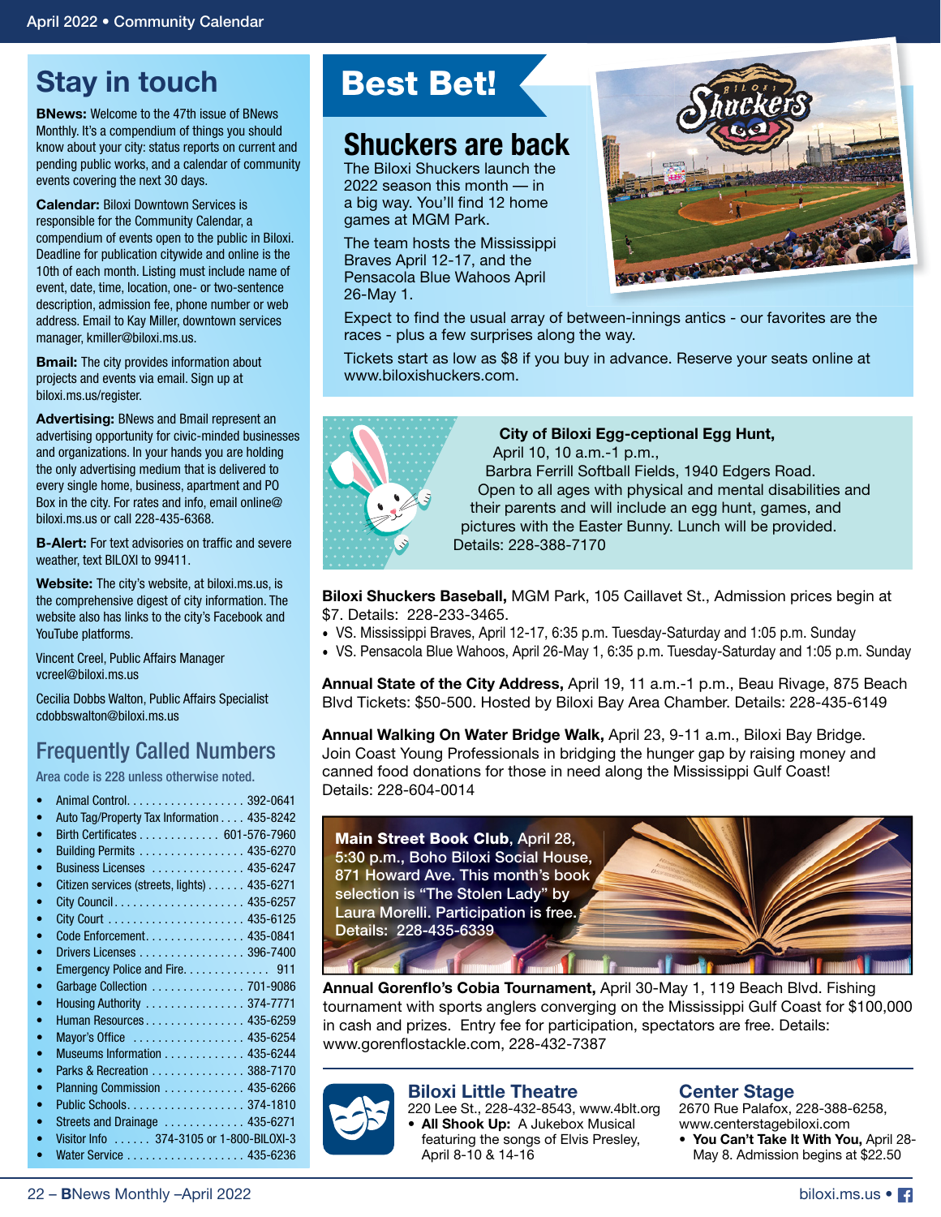## Stay in touch

**BNews:** Welcome to the 47th issue of BNews Monthly. It's a compendium of things you should know about your city: status reports on current and pending public works, and a calendar of community events covering the next 30 days.

**Calendar:** Biloxi Downtown Services is responsible for the Community Calendar, a compendium of events open to the public in Biloxi. Deadline for publication citywide and online is the 10th of each month. Listing must include name of event, date, time, location, one- or two-sentence description, admission fee, phone number or web address. Email to Kay Miller, downtown services manager, kmiller@biloxi.ms.us.

**Bmail:** The city provides information about projects and events via email. Sign up at biloxi.ms.us/register.

**Advertising:** BNews and Bmail represent an advertising opportunity for civic-minded businesses and organizations. In your hands you are holding the only advertising medium that is delivered to every single home, business, apartment and PO Box in the city. For rates and info, email online@biloxi.ms.us or call 228-435-6368.

**B-Alert:** For text advisories on traffic and severe weather, text BILOXI to 99411.

**Website:** The city's website, at biloxi.ms.us, is the comprehensive digest of city information. The website also has links to the city's Facebook and YouTube platforms.

Vincent Creel, Public Affairs Manager
vcreel@biloxi.ms.us

Cecilia Dobbs Walton, Public Affairs Specialist
cdobbswalton@biloxi.ms.us

## Frequently Called Numbers

Area code is 228 unless otherwise noted.

- Animal Control. . . . . . . . . . . . . . . . . . 392-0641
- Auto Tag/Property Tax Information . . . . 435-8242
- Birth Certificates . . . . . . . . . . . . . 601-576-7960
- Building Permits . . . . . . . . . . . . . . . . 435-6270
- Business Licenses . . . . . . . . . . . . . . . 435-6247
- Citizen services (streets, lights) . . . . . . 435-6271
- City Council. . . . . . . . . . . . . . . . . . . . 435-6257
- City Court . . . . . . . . . . . . . . . . . . . . . 435-6125
- Code Enforcement. . . . . . . . . . . . . . . 435-0841
- Drivers Licenses . . . . . . . . . . . . . . . . 396-7400
- Emergency Police and Fire. . . . . . . . . . . . . 911
- Garbage Collection . . . . . . . . . . . . . . 701-9086
- Housing Authority . . . . . . . . . . . . . . . 374-7771
- Human Resources . . . . . . . . . . . . . . . 435-6259
- Mayor's Office . . . . . . . . . . . . . . . . . 435-6254
- Museums Information . . . . . . . . . . . . 435-6244
- Parks & Recreation . . . . . . . . . . . . . . 388-7170
- Planning Commission . . . . . . . . . . . . 435-6266
- Public Schools. . . . . . . . . . . . . . . . . . 374-1810
- Streets and Drainage . . . . . . . . . . . . 435-6271
- Visitor Info . . . . . . 374-3105 or 1-800-BILOXI-3
- Water Service . . . . . . . . . . . . . . . . . . 435-6236

## Best Bet!

### Shuckers are back

The Biloxi Shuckers launch the 2022 season this month — in a big way. You'll find 12 home games at MGM Park.

The team hosts the Mississippi Braves April 12-17, and the Pensacola Blue Wahoos April 26-May 1.

Expect to find the usual array of between-innings antics - our favorites are the races - plus a few surprises along the way.

Tickets start as low as $8 if you buy in advance. Reserve your seats online at www.biloxishuckers.com.

**City of Biloxi Egg-ceptional Egg Hunt,** April 10, 10 a.m.-1 p.m., Barbra Ferrill Softball Fields, 1940 Edgers Road. Open to all ages with physical and mental disabilities and their parents and will include an egg hunt, games, and pictures with the Easter Bunny. Lunch will be provided. Details: 228-388-7170

**Biloxi Shuckers Baseball,** MGM Park, 105 Caillavet St., Admission prices begin at $7. Details: 228-233-3465.

- VS. Mississippi Braves, April 12-17, 6:35 p.m. Tuesday-Saturday and 1:05 p.m. Sunday
- VS. Pensacola Blue Wahoos, April 26-May 1, 6:35 p.m. Tuesday-Saturday and 1:05 p.m. Sunday

**Annual State of the City Address,** April 19, 11 a.m.-1 p.m., Beau Rivage, 875 Beach Blvd Tickets: $50-500. Hosted by Biloxi Bay Area Chamber. Details: 228-435-6149

**Annual Walking On Water Bridge Walk,** April 23, 9-11 a.m., Biloxi Bay Bridge. Join Coast Young Professionals in bridging the hunger gap by raising money and canned food donations for those in need along the Mississippi Gulf Coast! Details: 228-604-0014

**Main Street Book Club,** April 28, 5:30 p.m., Boho Biloxi Social House, 871 Howard Ave. This month's book selection is "The Stolen Lady" by Laura Morelli. Participation is free. Details: 228-435-6339

**Annual Gorenflo's Cobia Tournament,** April 30-May 1, 119 Beach Blvd. Fishing tournament with sports anglers converging on the Mississippi Gulf Coast for $100,000 in cash and prizes. Entry fee for participation, spectators are free. Details: www.gorenflostackle.com, 228-432-7387

### Biloxi Little Theatre

220 Lee St., 228-432-8543, www.4blt.org

- **All Shook Up:** A Jukebox Musical featuring the songs of Elvis Presley, April 8-10 & 14-16

### Center Stage

2670 Rue Palafox, 228-388-6258, www.centerstagebiloxi.com

- **You Can't Take It With You,** April 28-May 8. Admission begins at $22.50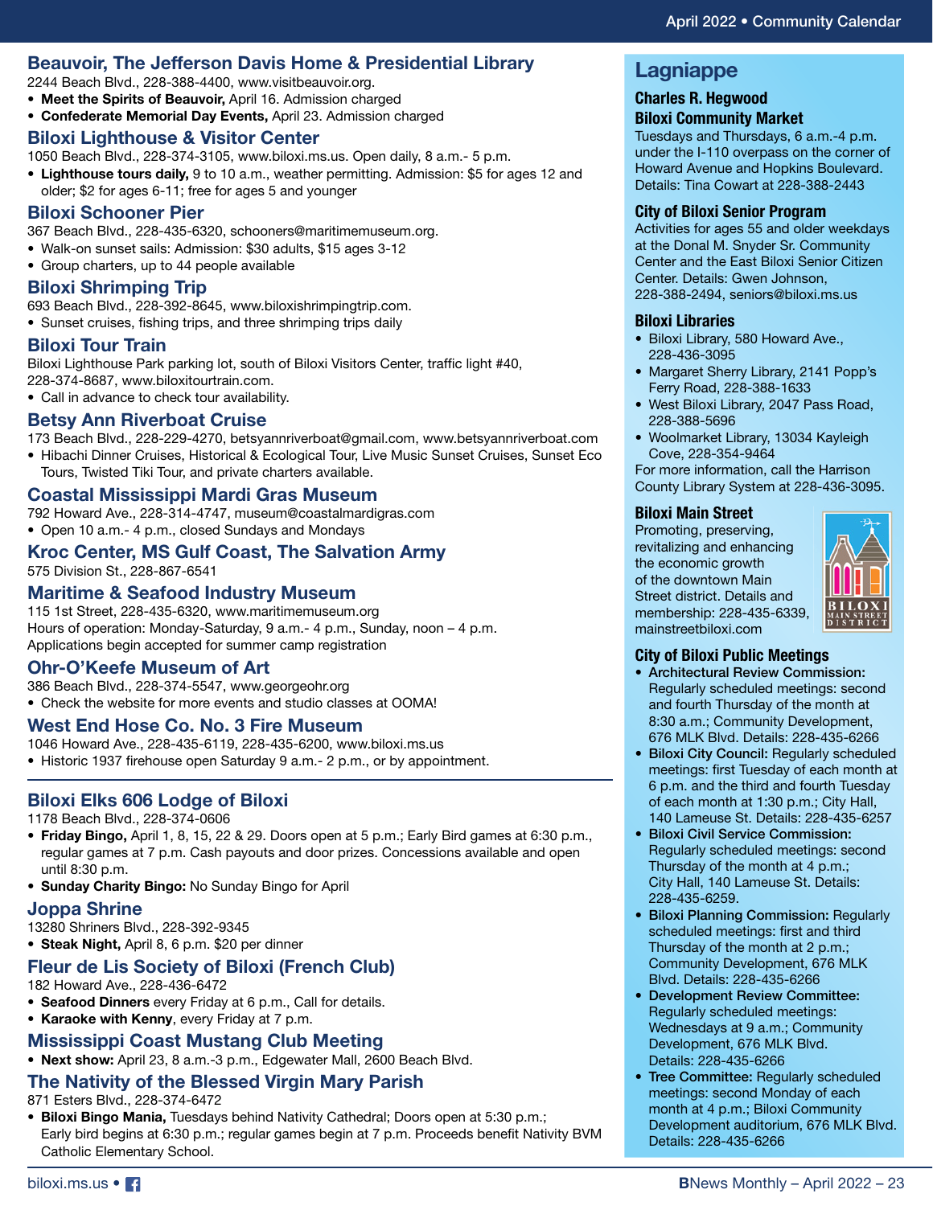## Beauvoir, The Jefferson Davis Home & Presidential Library

2244 Beach Blvd., 228-388-4400, www.visitbeauvoir.org.

- **Meet the Spirits of Beauvoir,** April 16. Admission charged
- **Confederate Memorial Day Events,** April 23. Admission charged

## Biloxi Lighthouse & Visitor Center

1050 Beach Blvd., 228-374-3105, www.biloxi.ms.us. Open daily, 8 a.m.- 5 p.m.

- **Lighthouse tours daily,** 9 to 10 a.m., weather permitting. Admission: $5 for ages 12 and older; $2 for ages 6-11; free for ages 5 and younger

## Biloxi Schooner Pier

367 Beach Blvd., 228-435-6320, schooners@maritimemuseum.org.

- Walk-on sunset sails: Admission: $30 adults, $15 ages 3-12
- Group charters, up to 44 people available

## Biloxi Shrimping Trip

693 Beach Blvd., 228-392-8645, www.biloxishrimpingtrip.com.

- Sunset cruises, fishing trips, and three shrimping trips daily

## Biloxi Tour Train

Biloxi Lighthouse Park parking lot, south of Biloxi Visitors Center, traffic light #40, 228-374-8687, www.biloxitourtrain.com.

- Call in advance to check tour availability.

## Betsy Ann Riverboat Cruise

173 Beach Blvd., 228-229-4270, betsyannriverboat@gmail.com, www.betsyannriverboat.com

- Hibachi Dinner Cruises, Historical & Ecological Tour, Live Music Sunset Cruises, Sunset Eco Tours, Twisted Tiki Tour, and private charters available.

## Coastal Mississippi Mardi Gras Museum

792 Howard Ave., 228-314-4747, museum@coastalmardigras.com

- Open 10 a.m.- 4 p.m., closed Sundays and Mondays

## Kroc Center, MS Gulf Coast, The Salvation Army

575 Division St., 228-867-6541

## Maritime & Seafood Industry Museum

115 1st Street, 228-435-6320, www.maritimemuseum.org

Hours of operation: Monday-Saturday, 9 a.m.- 4 p.m., Sunday, noon – 4 p.m.

Applications begin accepted for summer camp registration

## Ohr-O'Keefe Museum of Art

386 Beach Blvd., 228-374-5547, www.georgeohr.org

- Check the website for more events and studio classes at OOMA!

## West End Hose Co. No. 3 Fire Museum

1046 Howard Ave., 228-435-6119, 228-435-6200, www.biloxi.ms.us

- Historic 1937 firehouse open Saturday 9 a.m.- 2 p.m., or by appointment.

---

## Biloxi Elks 606 Lodge of Biloxi

1178 Beach Blvd., 228-374-0606

- **Friday Bingo,** April 1, 8, 15, 22 & 29. Doors open at 5 p.m.; Early Bird games at 6:30 p.m., regular games at 7 p.m. Cash payouts and door prizes. Concessions available and open until 8:30 p.m.
- **Sunday Charity Bingo:** No Sunday Bingo for April

## Joppa Shrine

13280 Shriners Blvd., 228-392-9345

- **Steak Night,** April 8, 6 p.m. $20 per dinner

## Fleur de Lis Society of Biloxi (French Club)

182 Howard Ave., 228-436-6472

- **Seafood Dinners** every Friday at 6 p.m., Call for details.
- **Karaoke with Kenny**, every Friday at 7 p.m.

## Mississippi Coast Mustang Club Meeting

- **Next show:** April 23, 8 a.m.-3 p.m., Edgewater Mall, 2600 Beach Blvd.

## The Nativity of the Blessed Virgin Mary Parish

871 Esters Blvd., 228-374-6472

- **Biloxi Bingo Mania,** Tuesdays behind Nativity Cathedral; Doors open at 5:30 p.m.; Early bird begins at 6:30 p.m.; regular games begin at 7 p.m. Proceeds benefit Nativity BVM Catholic Elementary School.

# Lagniappe

### Charles R. Hegwood Biloxi Community Market

Tuesdays and Thursdays, 6 a.m.-4 p.m. under the I-110 overpass on the corner of Howard Avenue and Hopkins Boulevard. Details: Tina Cowart at 228-388-2443

### City of Biloxi Senior Program

Activities for ages 55 and older weekdays at the Donal M. Snyder Sr. Community Center and the East Biloxi Senior Citizen Center. Details: Gwen Johnson, 228-388-2494, seniors@biloxi.ms.us

### Biloxi Libraries

- Biloxi Library, 580 Howard Ave., 228-436-3095
- Margaret Sherry Library, 2141 Popp's Ferry Road, 228-388-1633
- West Biloxi Library, 2047 Pass Road, 228-388-5696
- Woolmarket Library, 13034 Kayleigh Cove, 228-354-9464

For more information, call the Harrison County Library System at 228-436-3095.

### Biloxi Main Street

Promoting, preserving, revitalizing and enhancing the economic growth of the downtown Main Street district. Details and membership: 228-435-6339, mainstreetbiloxi.com

### City of Biloxi Public Meetings

- **Architectural Review Commission:** Regularly scheduled meetings: second and fourth Thursday of the month at 8:30 a.m.; Community Development, 676 MLK Blvd. Details: 228-435-6266
- **Biloxi City Council:** Regularly scheduled meetings: first Tuesday of each month at 6 p.m. and the third and fourth Tuesday of each month at 1:30 p.m.; City Hall, 140 Lameuse St. Details: 228-435-6257
- **Biloxi Civil Service Commission:** Regularly scheduled meetings: second Thursday of the month at 4 p.m.; City Hall, 140 Lameuse St. Details: 228-435-6259.
- **Biloxi Planning Commission:** Regularly scheduled meetings: first and third Thursday of the month at 2 p.m.; Community Development, 676 MLK Blvd. Details: 228-435-6266
- **Development Review Committee:** Regularly scheduled meetings: Wednesdays at 9 a.m.; Community Development, 676 MLK Blvd. Details: 228-435-6266
- **Tree Committee:** Regularly scheduled meetings: second Monday of each month at 4 p.m.; Biloxi Community Development auditorium, 676 MLK Blvd. Details: 228-435-6266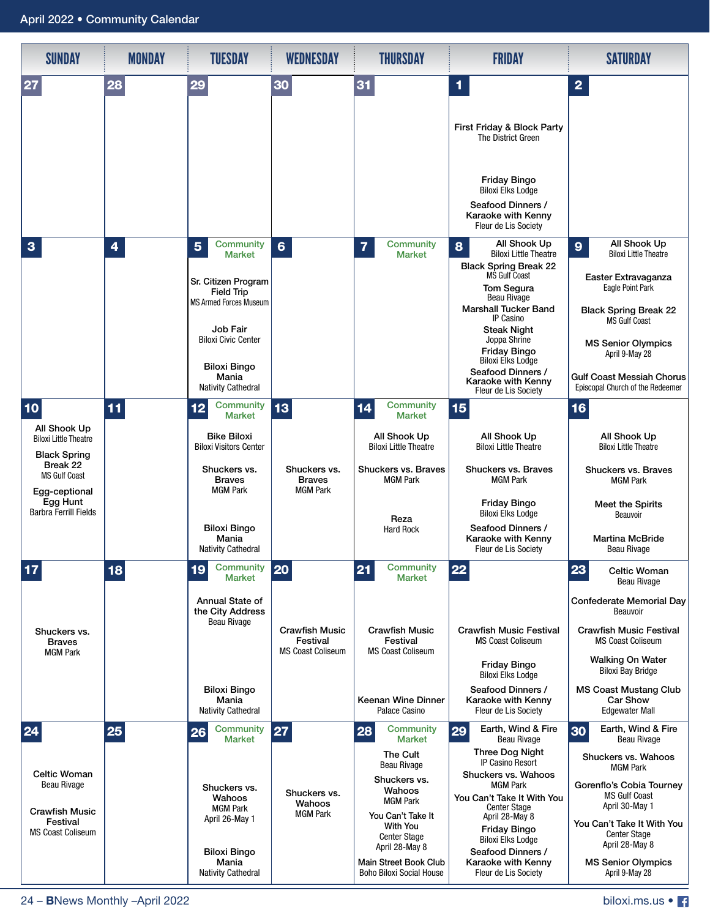# April 2022 • Community Calendar

| SUNDAY | MONDAY | TUESDAY | WEDNESDAY | THURSDAY | FRIDAY | SATURDAY |
|---|---|---|---|---|---|---|
| 27 | 28 | 29 | 30 | 31 | 1<br>First Friday & Block Party<br>The District Green<br>Friday Bingo<br>Biloxi Elks Lodge<br>Seafood Dinners / Karaoke with Kenny<br>Fleur de Lis Society | 2 |
| 3 | 4 | 5 Community Market<br>Sr. Citizen Program Field Trip<br>MS Armed Forces Museum<br>Job Fair<br>Biloxi Civic Center<br>Biloxi Bingo Mania<br>Nativity Cathedral | 6 | 7 Community Market | 8 All Shook Up<br>Biloxi Little Theatre<br>Black Spring Break 22<br>MS Gulf Coast<br>Tom Segura<br>Beau Rivage<br>Marshall Tucker Band<br>IP Casino<br>Steak Night<br>Joppa Shrine<br>Friday Bingo<br>Biloxi Elks Lodge<br>Seafood Dinners / Karaoke with Kenny<br>Fleur de Lis Society | 9 All Shook Up<br>Biloxi Little Theatre<br>Easter Extravaganza<br>Eagle Point Park<br>Black Spring Break 22<br>MS Gulf Coast<br>MS Senior Olympics<br>April 9-May 28<br>Gulf Coast Messiah Chorus<br>Episcopal Church of the Redeemer |
| 10<br>All Shook Up<br>Biloxi Little Theatre<br>Black Spring Break 22<br>MS Gulf Coast<br>Egg-ceptional Egg Hunt<br>Barbra Ferrill Fields | 11 | 12 Community Market<br>Bike Biloxi<br>Biloxi Visitors Center<br>Shuckers vs. Braves<br>MGM Park<br>Biloxi Bingo Mania<br>Nativity Cathedral | 13<br>Shuckers vs. Braves<br>MGM Park | 14 Community Market<br>All Shook Up<br>Biloxi Little Theatre<br>Shuckers vs. Braves<br>MGM Park<br>Reza<br>Hard Rock | 15<br>All Shook Up<br>Biloxi Little Theatre<br>Shuckers vs. Braves<br>MGM Park<br>Friday Bingo<br>Biloxi Elks Lodge<br>Seafood Dinners / Karaoke with Kenny<br>Fleur de Lis Society | 16<br>All Shook Up<br>Biloxi Little Theatre<br>Shuckers vs. Braves<br>MGM Park<br>Meet the Spirits<br>Beauvoir<br>Martina McBride<br>Beau Rivage |
| 17<br>Shuckers vs. Braves<br>MGM Park | 18 | 19 Community Market<br>Annual State of the City Address<br>Beau Rivage<br>Biloxi Bingo Mania<br>Nativity Cathedral | 20<br>Crawfish Music Festival<br>MS Coast Coliseum | 21 Community Market<br>Crawfish Music Festival<br>MS Coast Coliseum<br>Keenan Wine Dinner<br>Palace Casino | 22<br>Crawfish Music Festival<br>MS Coast Coliseum<br>Friday Bingo<br>Biloxi Elks Lodge<br>Seafood Dinners / Karaoke with Kenny<br>Fleur de Lis Society | 23 Celtic Woman<br>Beau Rivage<br>Confederate Memorial Day<br>Beauvoir<br>Crawfish Music Festival<br>MS Coast Coliseum<br>Walking On Water<br>Biloxi Bay Bridge<br>MS Coast Mustang Club Car Show<br>Edgewater Mall |
| 24<br>Celtic Woman<br>Beau Rivage<br>Crawfish Music Festival<br>MS Coast Coliseum | 25 | 26 Community Market<br>Shuckers vs. Wahoos<br>MGM Park<br>April 26-May 1<br>Biloxi Bingo Mania<br>Nativity Cathedral | 27<br>Shuckers vs. Wahoos<br>MGM Park | 28 Community Market<br>The Cult<br>Beau Rivage<br>Shuckers vs. Wahoos<br>MGM Park<br>You Can't Take It With You<br>Center Stage<br>April 28-May 8<br>Main Street Book Club<br>Boho Biloxi Social House | 29 Earth, Wind & Fire<br>Beau Rivage<br>Three Dog Night<br>IP Casino Resort<br>Shuckers vs. Wahoos<br>MGM Park<br>You Can't Take It With You<br>Center Stage<br>April 28-May 8<br>Friday Bingo<br>Biloxi Elks Lodge<br>Seafood Dinners / Karaoke with Kenny<br>Fleur de Lis Society | 30 Earth, Wind & Fire<br>Beau Rivage<br>Shuckers vs. Wahoos<br>MGM Park<br>Gorenflo's Cobia Tourney<br>MS Gulf Coast<br>April 30-May 1<br>You Can't Take It With You<br>Center Stage<br>April 28-May 8<br>MS Senior Olympics<br>April 9-May 28 |